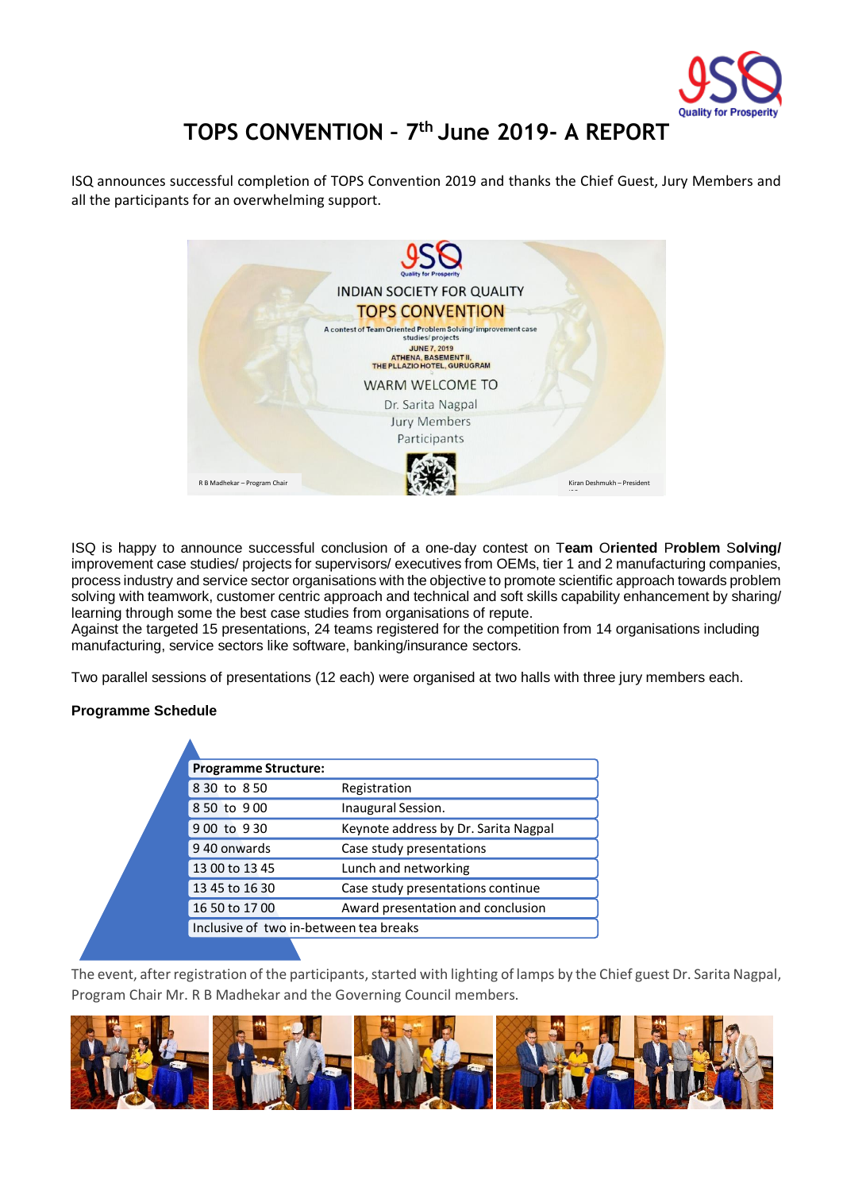# TOPS CONVENTION – 7th June 2019- A REPORT

ISQ announces successful completion of TOPS Convention 2019 and thanks the Chief Guest, Jury Members and all the participants for an overwhelming support.

ISQ is happy to announce successful conclusion of a one-day contest on T**eam** O**riented** P**roblem** S**olving/** improvement case studies/ projects for supervisors/ executives from OEMs, tier 1 and 2 manufacturing companies, process industry and service sector organisations with the objective to promote scientific approach towards problem solving with teamwork, customer centric approach and technical and soft skills capability enhancement by sharing/ learning through some the best case studies from organisations of repute.

Against the targeted 15 presentations, 24 teams registered for the competition from 14 organisations including manufacturing, service sectors like software, banking/insurance sectors.

Two parallel sessions of presentations (12 each) were organised at two halls with three jury members each.

**Programme Schedule**

| Programme Structure: | |
|---|---|
| 8 30 to 8 50 | Registration |
| 8 50 to 9 00 | Inaugural Session. |
| 9 00 to 9 30 | Keynote address by Dr. Sarita Nagpal |
| 9 40 onwards | Case study presentations |
| 13 00 to 13 45 | Lunch and networking |
| 13 45 to 16 30 | Case study presentations continue |
| 16 50 to 17 00 | Award presentation and conclusion |
| Inclusive of two in-between tea breaks | |

The event, after registration of the participants, started with lighting of lamps by the Chief guest Dr. Sarita Nagpal, Program Chair Mr. R B Madhekar and the Governing Council members.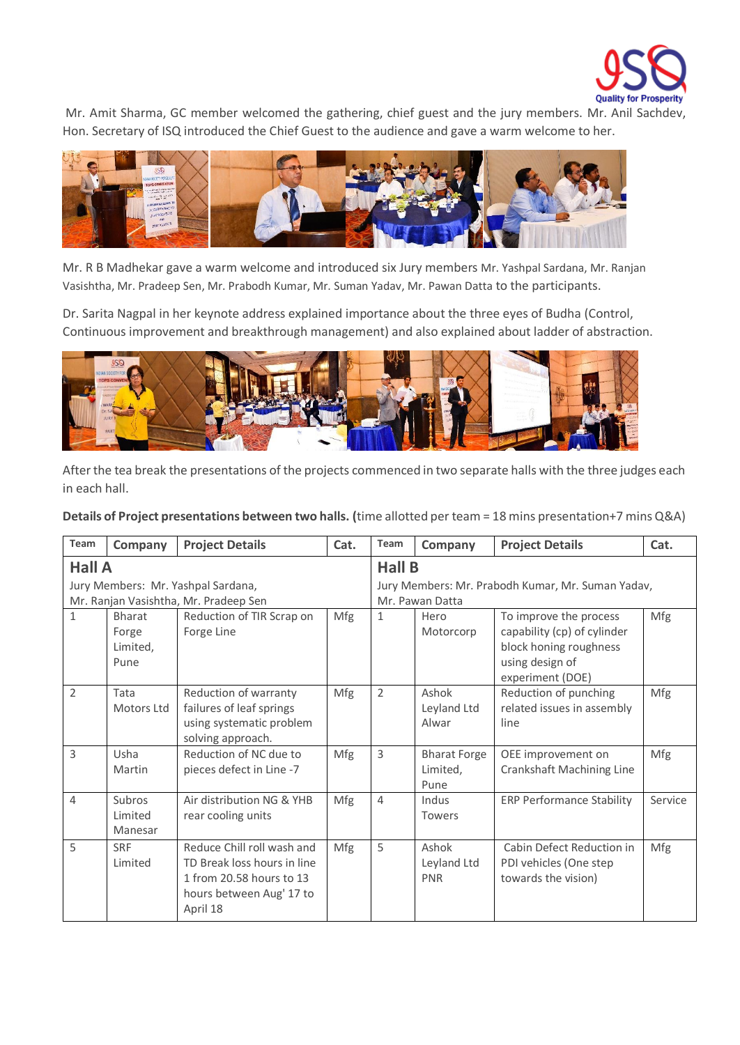Mr. Amit Sharma, GC member welcomed the gathering, chief guest and the jury members. Mr. Anil Sachdev, Hon. Secretary of ISQ introduced the Chief Guest to the audience and gave a warm welcome to her.

Mr. R B Madhekar gave a warm welcome and introduced six Jury members Mr. Yashpal Sardana, Mr. Ranjan Vasishtha, Mr. Pradeep Sen, Mr. Prabodh Kumar, Mr. Suman Yadav, Mr. Pawan Datta to the participants.

Dr. Sarita Nagpal in her keynote address explained importance about the three eyes of Budha (Control, Continuous improvement and breakthrough management) and also explained about ladder of abstraction.

After the tea break the presentations of the projects commenced in two separate halls with the three judges each in each hall.

**Details of Project presentations between two halls. (**time allotted per team = 18 mins presentation+7 mins Q&A)

| Team | Company | Project Details | Cat. | Team | Company | Project Details | Cat. |
|---|---|---|---|---|---|---|---|
| **Hall A** Jury Members: Mr. Yashpal Sardana, Mr. Ranjan Vasishtha, Mr. Pradeep Sen | | | | **Hall B** Jury Members: Mr. Prabodh Kumar, Mr. Suman Yadav, Mr. Pawan Datta | | | |
| 1 | Bharat Forge Limited, Pune | Reduction of TIR Scrap on Forge Line | Mfg | 1 | Hero Motorcorp | To improve the process capability (cp) of cylinder block honing roughness using design of experiment (DOE) | Mfg |
| 2 | Tata Motors Ltd | Reduction of warranty failures of leaf springs using systematic problem solving approach. | Mfg | 2 | Ashok Leyland Ltd Alwar | Reduction of punching related issues in assembly line | Mfg |
| 3 | Usha Martin | Reduction of NC due to pieces defect in Line -7 | Mfg | 3 | Bharat Forge Limited, Pune | OEE improvement on Crankshaft Machining Line | Mfg |
| 4 | Subros Limited Manesar | Air distribution NG & YHB rear cooling units | Mfg | 4 | Indus Towers | ERP Performance Stability | Service |
| 5 | SRF Limited | Reduce Chill roll wash and TD Break loss hours in line 1 from 20.58 hours to 13 hours between Aug' 17 to April 18 | Mfg | 5 | Ashok Leyland Ltd PNR | Cabin Defect Reduction in PDI vehicles (One step towards the vision) | Mfg |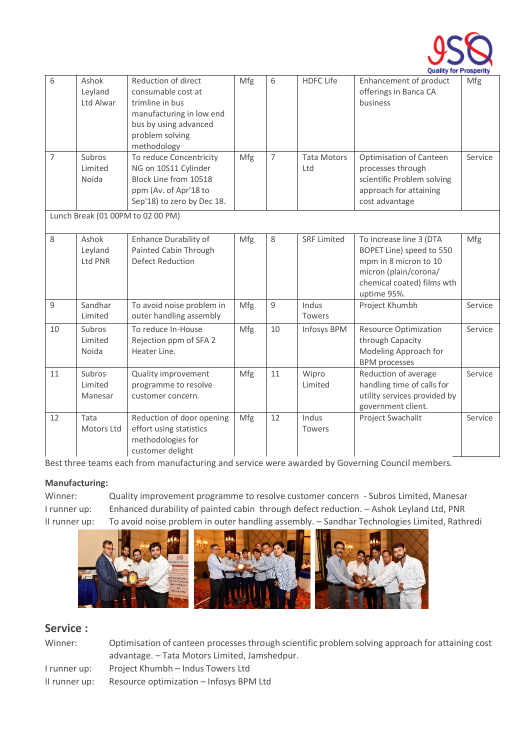| 6 | Ashok Leyland Ltd Alwar | Reduction of direct consumable cost at trimline in bus manufacturing in low end bus by using advanced problem solving methodology | Mfg | 6 | HDFC Life | Enhancement of product offerings in Banca CA business | Mfg |
|---|---|---|---|---|---|---|---|
| 7 | Subros Limited Noida | To reduce Concentricity NG on 10S11 Cylinder Block Line from 10518 ppm (Av. of Apr'18 to Sep'18) to zero by Dec 18. | Mfg | 7 | Tata Motors Ltd | Optimisation of Canteen processes through scientific Problem solving approach for attaining cost advantage | Service |
| Lunch Break (01 00PM to 02 00 PM) | | | | | | | |
| 8 | Ashok Leyland Ltd PNR | Enhance Durability of Painted Cabin Through Defect Reduction | Mfg | 8 | SRF Limited | To increase line 3 (DTA BOPET Line) speed to 550 mpm in 8 micron to 10 micron (plain/corona/ chemical coated) films wth uptime 95%. | Mfg |
| 9 | Sandhar Limited | To avoid noise problem in outer handling assembly | Mfg | 9 | Indus Towers | Project Khumbh | Service |
| 10 | Subros Limited Noida | To reduce In-House Rejection ppm of SFA 2 Heater Line. | Mfg | 10 | Infosys BPM | Resource Optimization through Capacity Modeling Approach for BPM processes | Service |
| 11 | Subros Limited Manesar | Quality improvement programme to resolve customer concern. | Mfg | 11 | Wipro Limited | Reduction of average handling time of calls for utility services provided by government client. | Service |
| 12 | Tata Motors Ltd | Reduction of door opening effort using statistics methodologies for customer delight | Mfg | 12 | Indus Towers | Project Swachalit | Service |

Best three teams each from manufacturing and service were awarded by Governing Council members.

**Manufacturing:**

Winner: Quality improvement programme to resolve customer concern - Subros Limited, Manesar

I runner up: Enhanced durability of painted cabin through defect reduction. – Ashok Leyland Ltd, PNR

II runner up: To avoid noise problem in outer handling assembly. – Sandhar Technologies Limited, Rathredi

## Service :

Winner: Optimisation of canteen processes through scientific problem solving approach for attaining cost advantage. – Tata Motors Limited, Jamshedpur.

I runner up: Project Khumbh – Indus Towers Ltd

II runner up: Resource optimization – Infosys BPM Ltd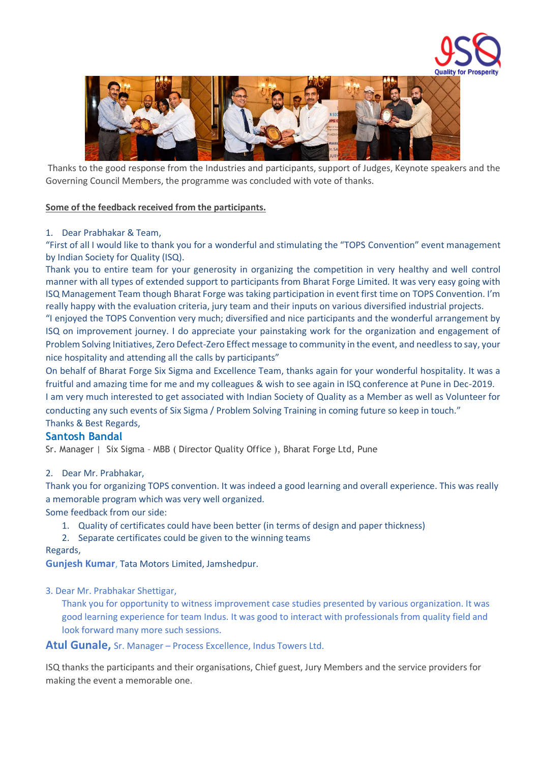Thanks to the good response from the Industries and participants, support of Judges, Keynote speakers and the Governing Council Members, the programme was concluded with vote of thanks.

**Some of the feedback received from the participants.**

1. Dear Prabhakar & Team,

"First of all I would like to thank you for a wonderful and stimulating the "TOPS Convention" event management by Indian Society for Quality (ISQ).

Thank you to entire team for your generosity in organizing the competition in very healthy and well control manner with all types of extended support to participants from Bharat Forge Limited. It was very easy going with ISQ Management Team though Bharat Forge was taking participation in event first time on TOPS Convention. I'm really happy with the evaluation criteria, jury team and their inputs on various diversified industrial projects.

"I enjoyed the TOPS Convention very much; diversified and nice participants and the wonderful arrangement by ISQ on improvement journey. I do appreciate your painstaking work for the organization and engagement of Problem Solving Initiatives, Zero Defect-Zero Effect message to community in the event, and needless to say, your nice hospitality and attending all the calls by participants"

On behalf of Bharat Forge Six Sigma and Excellence Team, thanks again for your wonderful hospitality. It was a fruitful and amazing time for me and my colleagues & wish to see again in ISQ conference at Pune in Dec-2019.

I am very much interested to get associated with Indian Society of Quality as a Member as well as Volunteer for conducting any such events of Six Sigma / Problem Solving Training in coming future so keep in touch."

Thanks & Best Regards,

**Santosh Bandal**

Sr. Manager | Six Sigma – MBB ( Director Quality Office ), Bharat Forge Ltd, Pune

2. Dear Mr. Prabhakar,

Thank you for organizing TOPS convention. It was indeed a good learning and overall experience. This was really a memorable program which was very well organized.

Some feedback from our side:

1. Quality of certificates could have been better (in terms of design and paper thickness)
2. Separate certificates could be given to the winning teams

Regards,

**Gunjesh Kumar**, Tata Motors Limited, Jamshedpur.

3. Dear Mr. Prabhakar Shettigar,

Thank you for opportunity to witness improvement case studies presented by various organization. It was good learning experience for team Indus. It was good to interact with professionals from quality field and look forward many more such sessions.

**Atul Gunale,** Sr. Manager – Process Excellence, Indus Towers Ltd.

ISQ thanks the participants and their organisations, Chief guest, Jury Members and the service providers for making the event a memorable one.